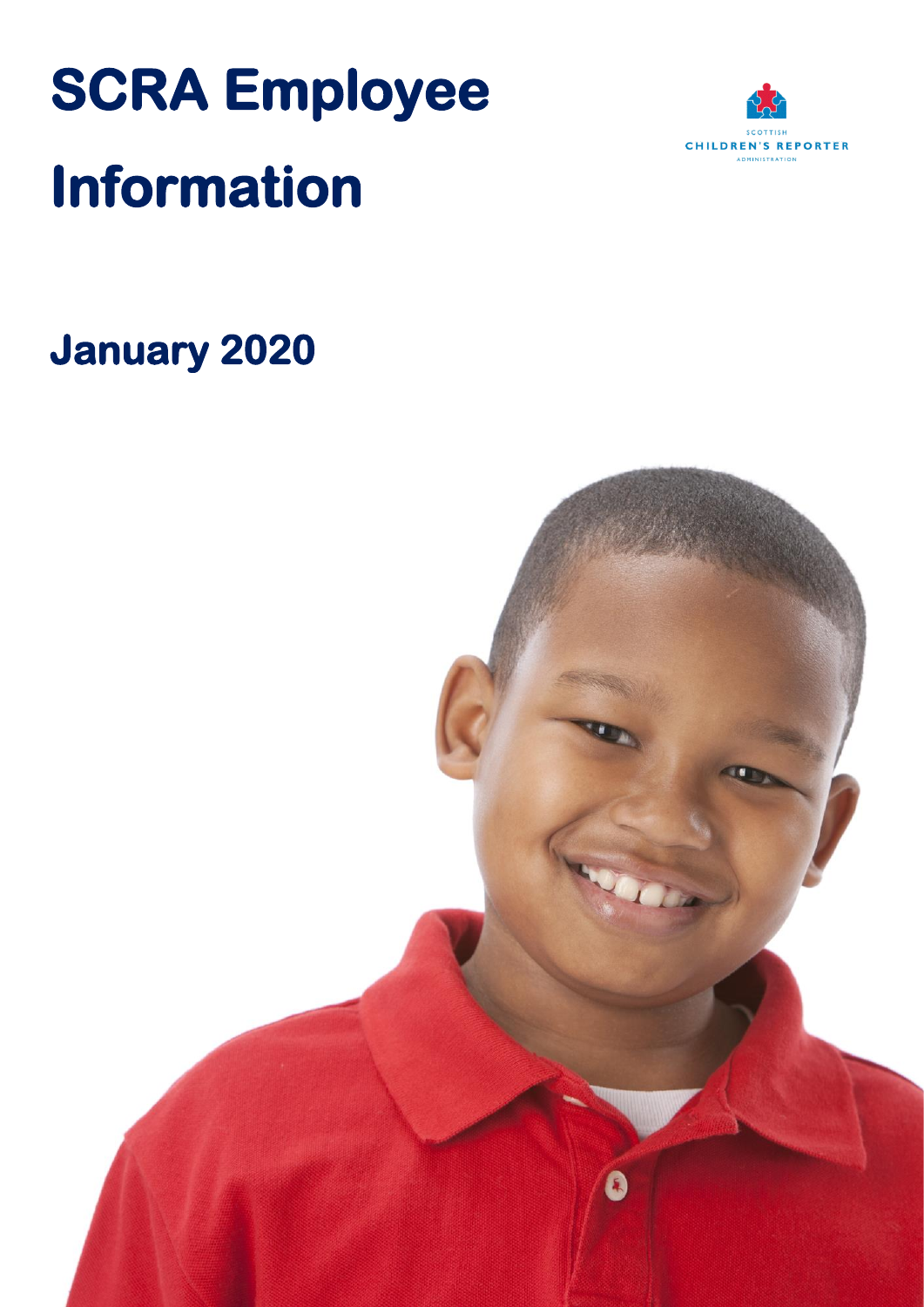# SCRA Employee Information

SCOTTISH CHILDREN'S REPORTER ADMINISTRATION

## January 2020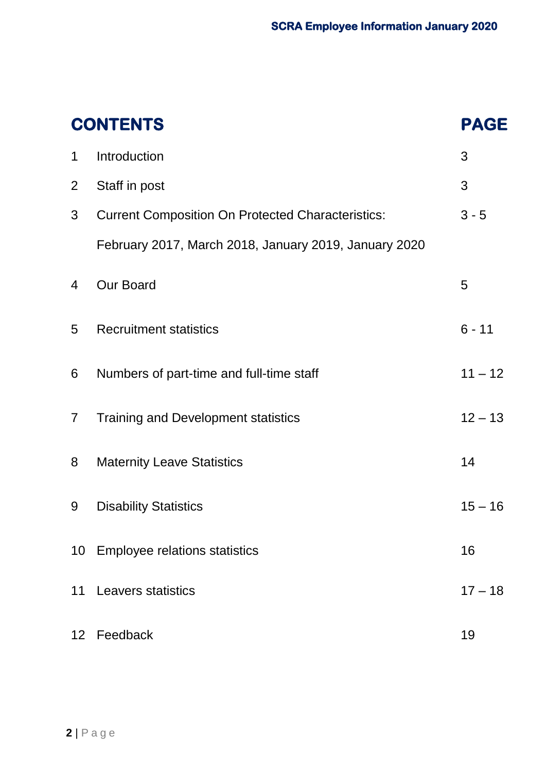| CONTENTS | | PAGE |
|---|---|---|
| 1 | Introduction | 3 |
| 2 | Staff in post | 3 |
| 3 | Current Composition On Protected Characteristics: February 2017, March 2018, January 2019, January 2020 | 3 - 5 |
| 4 | Our Board | 5 |
| 5 | Recruitment statistics | 6 - 11 |
| 6 | Numbers of part-time and full-time staff | 11 – 12 |
| 7 | Training and Development statistics | 12 – 13 |
| 8 | Maternity Leave Statistics | 14 |
| 9 | Disability Statistics | 15 – 16 |
| 10 | Employee relations statistics | 16 |
| 11 | Leavers statistics | 17 – 18 |
| 12 | Feedback | 19 |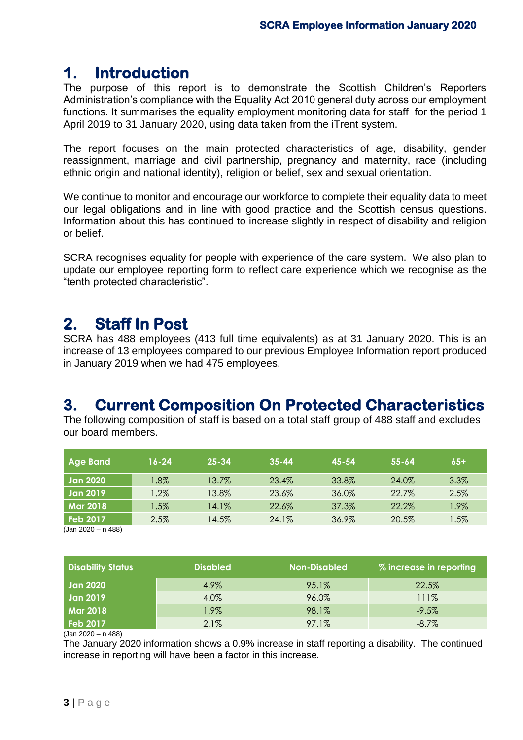# 1. Introduction

The purpose of this report is to demonstrate the Scottish Children's Reporters Administration's compliance with the Equality Act 2010 general duty across our employment functions. It summarises the equality employment monitoring data for staff for the period 1 April 2019 to 31 January 2020, using data taken from the iTrent system.

The report focuses on the main protected characteristics of age, disability, gender reassignment, marriage and civil partnership, pregnancy and maternity, race (including ethnic origin and national identity), religion or belief, sex and sexual orientation.

We continue to monitor and encourage our workforce to complete their equality data to meet our legal obligations and in line with good practice and the Scottish census questions. Information about this has continued to increase slightly in respect of disability and religion or belief.

SCRA recognises equality for people with experience of the care system. We also plan to update our employee reporting form to reflect care experience which we recognise as the "tenth protected characteristic".

# 2. Staff In Post

SCRA has 488 employees (413 full time equivalents) as at 31 January 2020. This is an increase of 13 employees compared to our previous Employee Information report produced in January 2019 when we had 475 employees.

# 3. Current Composition On Protected Characteristics

The following composition of staff is based on a total staff group of 488 staff and excludes our board members.

| Age Band | 16-24 | 25-34 | 35-44 | 45-54 | 55-64 | 65+ |
|---|---|---|---|---|---|---|
| Jan 2020 | 1.8% | 13.7% | 23.4% | 33.8% | 24.0% | 3.3% |
| Jan 2019 | 1.2% | 13.8% | 23.6% | 36.0% | 22.7% | 2.5% |
| Mar 2018 | 1.5% | 14.1% | 22.6% | 37.3% | 22.2% | 1.9% |
| Feb 2017 | 2.5% | 14.5% | 24.1% | 36.9% | 20.5% | 1.5% |

(Jan 2020 – n 488)

| Disability Status | Disabled | Non-Disabled | % increase in reporting |
|---|---|---|---|
| Jan 2020 | 4.9% | 95.1% | 22.5% |
| Jan 2019 | 4.0% | 96.0% | 111% |
| Mar 2018 | 1.9% | 98.1% | -9.5% |
| Feb 2017 | 2.1% | 97.1% | -8.7% |

(Jan 2020 – n 488)

The January 2020 information shows a 0.9% increase in staff reporting a disability. The continued increase in reporting will have been a factor in this increase.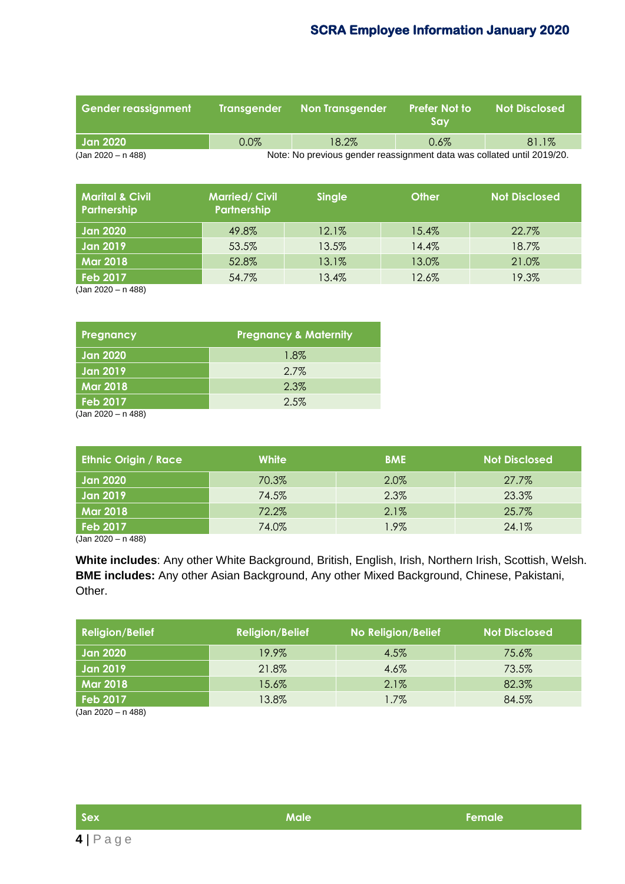| Gender reassignment | Transgender | Non Transgender | Prefer Not to Say | Not Disclosed |
|---|---|---|---|---|
| Jan 2020 | 0.0% | 18.2% | 0.6% | 81.1% |

(Jan 2020 – n 488) Note: No previous gender reassignment data was collated until 2019/20.

| Marital & Civil Partnership | Married/ Civil Partnership | Single | Other | Not Disclosed |
|---|---|---|---|---|
| Jan 2020 | 49.8% | 12.1% | 15.4% | 22.7% |
| Jan 2019 | 53.5% | 13.5% | 14.4% | 18.7% |
| Mar 2018 | 52.8% | 13.1% | 13.0% | 21.0% |
| Feb 2017 | 54.7% | 13.4% | 12.6% | 19.3% |

(Jan 2020 – n 488)

| Pregnancy | Pregnancy & Maternity |
|---|---|
| Jan 2020 | 1.8% |
| Jan 2019 | 2.7% |
| Mar 2018 | 2.3% |
| Feb 2017 | 2.5% |

(Jan 2020 – n 488)

| Ethnic Origin / Race | White | BME | Not Disclosed |
|---|---|---|---|
| Jan 2020 | 70.3% | 2.0% | 27.7% |
| Jan 2019 | 74.5% | 2.3% | 23.3% |
| Mar 2018 | 72.2% | 2.1% | 25.7% |
| Feb 2017 | 74.0% | 1.9% | 24.1% |

(Jan 2020 – n 488)

**White includes**: Any other White Background, British, English, Irish, Northern Irish, Scottish, Welsh.
**BME includes:** Any other Asian Background, Any other Mixed Background, Chinese, Pakistani, Other.

| Religion/Belief | Religion/Belief | No Religion/Belief | Not Disclosed |
|---|---|---|---|
| Jan 2020 | 19.9% | 4.5% | 75.6% |
| Jan 2019 | 21.8% | 4.6% | 73.5% |
| Mar 2018 | 15.6% | 2.1% | 82.3% |
| Feb 2017 | 13.8% | 1.7% | 84.5% |

(Jan 2020 – n 488)

| Sex | Male | Female |
|---|---|---|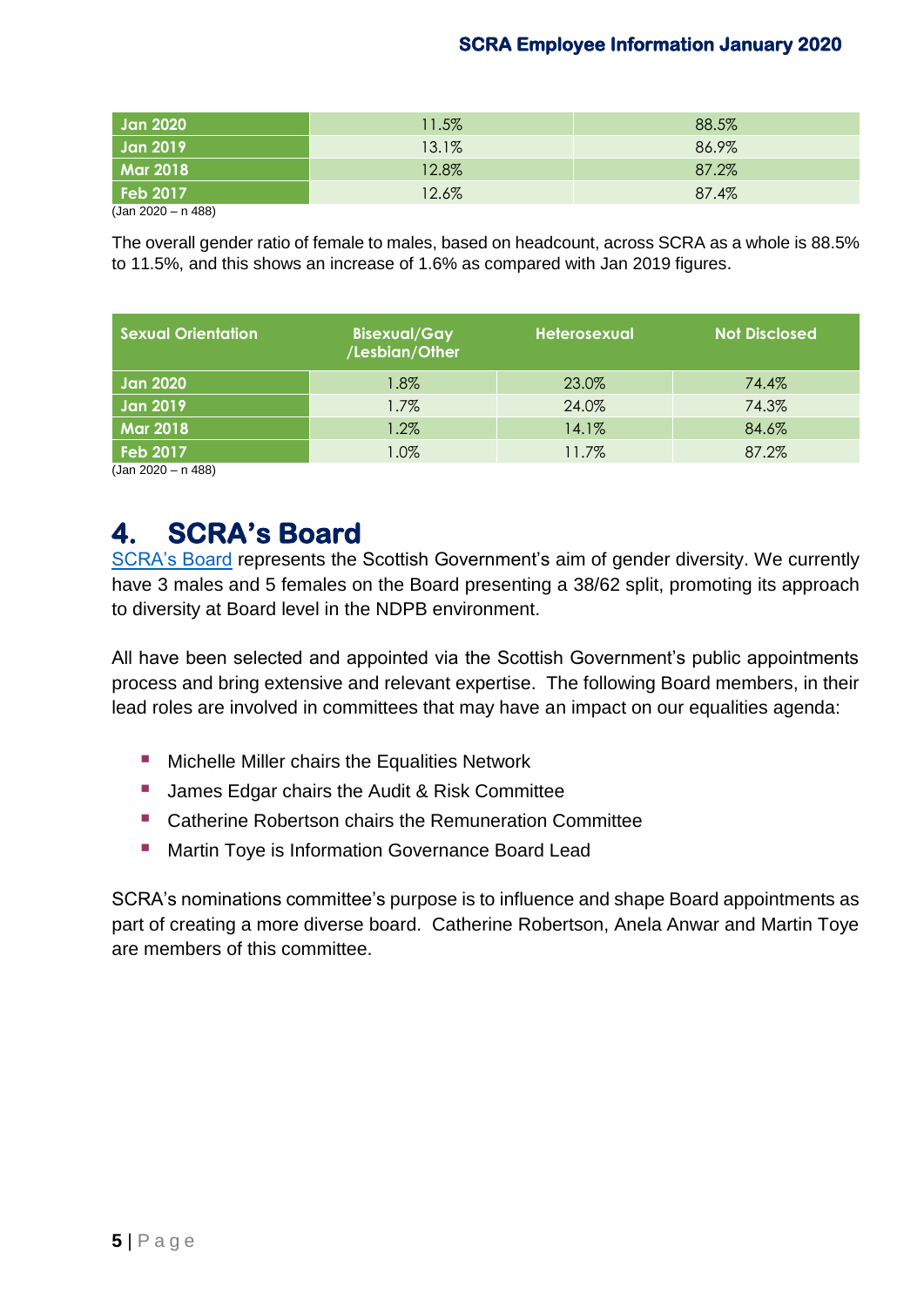| Jan 2020 | 11.5% | 88.5% |
|---|---|---|
| Jan 2019 | 13.1% | 86.9% |
| Mar 2018 | 12.8% | 87.2% |
| Feb 2017 | 12.6% | 87.4% |

(Jan 2020 – n 488)

The overall gender ratio of female to males, based on headcount, across SCRA as a whole is 88.5% to 11.5%, and this shows an increase of 1.6% as compared with Jan 2019 figures.

| Sexual Orientation | Bisexual/Gay /Lesbian/Other | Heterosexual | Not Disclosed |
|---|---|---|---|
| Jan 2020 | 1.8% | 23.0% | 74.4% |
| Jan 2019 | 1.7% | 24.0% | 74.3% |
| Mar 2018 | 1.2% | 14.1% | 84.6% |
| Feb 2017 | 1.0% | 11.7% | 87.2% |

(Jan 2020 – n 488)

# 4. SCRA's Board

SCRA's Board represents the Scottish Government's aim of gender diversity. We currently have 3 males and 5 females on the Board presenting a 38/62 split, promoting its approach to diversity at Board level in the NDPB environment.

All have been selected and appointed via the Scottish Government's public appointments process and bring extensive and relevant expertise. The following Board members, in their lead roles are involved in committees that may have an impact on our equalities agenda:

- Michelle Miller chairs the Equalities Network
- James Edgar chairs the Audit & Risk Committee
- Catherine Robertson chairs the Remuneration Committee
- Martin Toye is Information Governance Board Lead

SCRA's nominations committee's purpose is to influence and shape Board appointments as part of creating a more diverse board. Catherine Robertson, Anela Anwar and Martin Toye are members of this committee.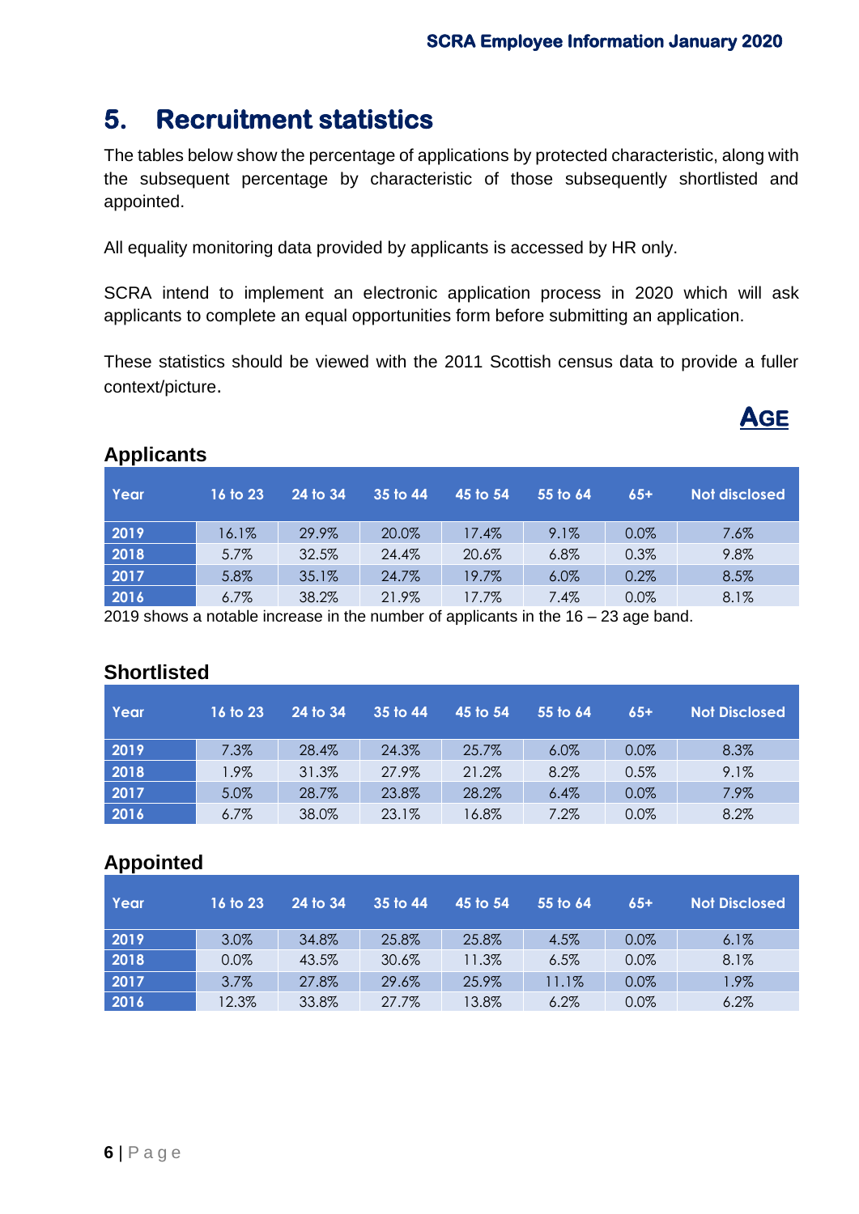## 5. Recruitment statistics

The tables below show the percentage of applications by protected characteristic, along with the subsequent percentage by characteristic of those subsequently shortlisted and appointed.

All equality monitoring data provided by applicants is accessed by HR only.

SCRA intend to implement an electronic application process in 2020 which will ask applicants to complete an equal opportunities form before submitting an application.

These statistics should be viewed with the 2011 Scottish census data to provide a fuller context/picture.

### AGE

### Applicants

| Year | 16 to 23 | 24 to 34 | 35 to 44 | 45 to 54 | 55 to 64 | 65+ | Not disclosed |
|---|---|---|---|---|---|---|---|
| 2019 | 16.1% | 29.9% | 20.0% | 17.4% | 9.1% | 0.0% | 7.6% |
| 2018 | 5.7% | 32.5% | 24.4% | 20.6% | 6.8% | 0.3% | 9.8% |
| 2017 | 5.8% | 35.1% | 24.7% | 19.7% | 6.0% | 0.2% | 8.5% |
| 2016 | 6.7% | 38.2% | 21.9% | 17.7% | 7.4% | 0.0% | 8.1% |

2019 shows a notable increase in the number of applicants in the 16 – 23 age band.

### Shortlisted

| Year | 16 to 23 | 24 to 34 | 35 to 44 | 45 to 54 | 55 to 64 | 65+ | Not Disclosed |
|---|---|---|---|---|---|---|---|
| 2019 | 7.3% | 28.4% | 24.3% | 25.7% | 6.0% | 0.0% | 8.3% |
| 2018 | 1.9% | 31.3% | 27.9% | 21.2% | 8.2% | 0.5% | 9.1% |
| 2017 | 5.0% | 28.7% | 23.8% | 28.2% | 6.4% | 0.0% | 7.9% |
| 2016 | 6.7% | 38.0% | 23.1% | 16.8% | 7.2% | 0.0% | 8.2% |

### Appointed

| Year | 16 to 23 | 24 to 34 | 35 to 44 | 45 to 54 | 55 to 64 | 65+ | Not Disclosed |
|---|---|---|---|---|---|---|---|
| 2019 | 3.0% | 34.8% | 25.8% | 25.8% | 4.5% | 0.0% | 6.1% |
| 2018 | 0.0% | 43.5% | 30.6% | 11.3% | 6.5% | 0.0% | 8.1% |
| 2017 | 3.7% | 27.8% | 29.6% | 25.9% | 11.1% | 0.0% | 1.9% |
| 2016 | 12.3% | 33.8% | 27.7% | 13.8% | 6.2% | 0.0% | 6.2% |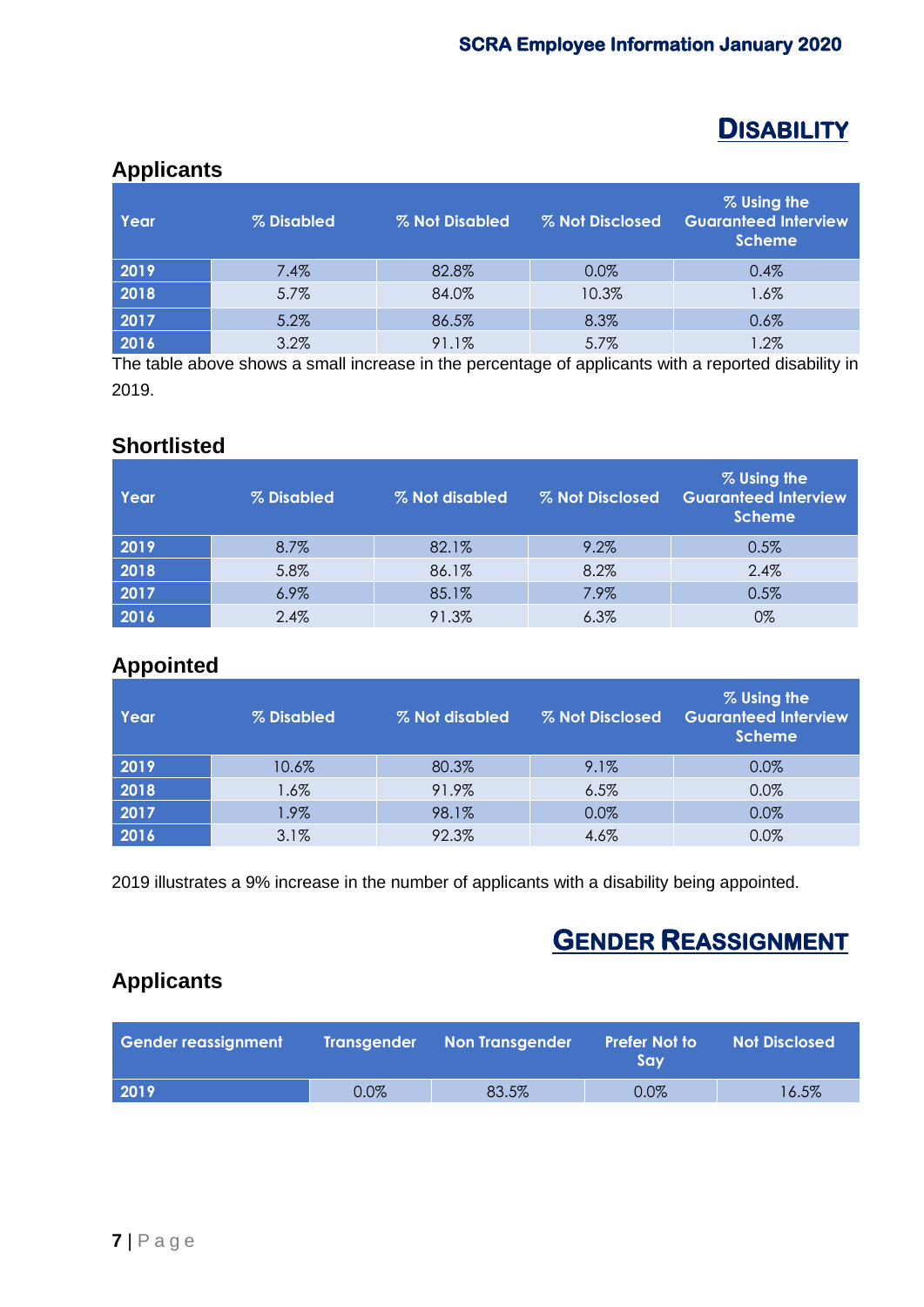# DISABILITY

## Applicants

| Year | % Disabled | % Not Disabled | % Not Disclosed | % Using the Guaranteed Interview Scheme |
|---|---|---|---|---|
| 2019 | 7.4% | 82.8% | 0.0% | 0.4% |
| 2018 | 5.7% | 84.0% | 10.3% | 1.6% |
| 2017 | 5.2% | 86.5% | 8.3% | 0.6% |
| 2016 | 3.2% | 91.1% | 5.7% | 1.2% |

The table above shows a small increase in the percentage of applicants with a reported disability in 2019.

## Shortlisted

| Year | % Disabled | % Not disabled | % Not Disclosed | % Using the Guaranteed Interview Scheme |
|---|---|---|---|---|
| 2019 | 8.7% | 82.1% | 9.2% | 0.5% |
| 2018 | 5.8% | 86.1% | 8.2% | 2.4% |
| 2017 | 6.9% | 85.1% | 7.9% | 0.5% |
| 2016 | 2.4% | 91.3% | 6.3% | 0% |

## Appointed

| Year | % Disabled | % Not disabled | % Not Disclosed | % Using the Guaranteed Interview Scheme |
|---|---|---|---|---|
| 2019 | 10.6% | 80.3% | 9.1% | 0.0% |
| 2018 | 1.6% | 91.9% | 6.5% | 0.0% |
| 2017 | 1.9% | 98.1% | 0.0% | 0.0% |
| 2016 | 3.1% | 92.3% | 4.6% | 0.0% |

2019 illustrates a 9% increase in the number of applicants with a disability being appointed.

# GENDER REASSIGNMENT

## Applicants

| Gender reassignment | Transgender | Non Transgender | Prefer Not to Say | Not Disclosed |
|---|---|---|---|---|
| 2019 | 0.0% | 83.5% | 0.0% | 16.5% |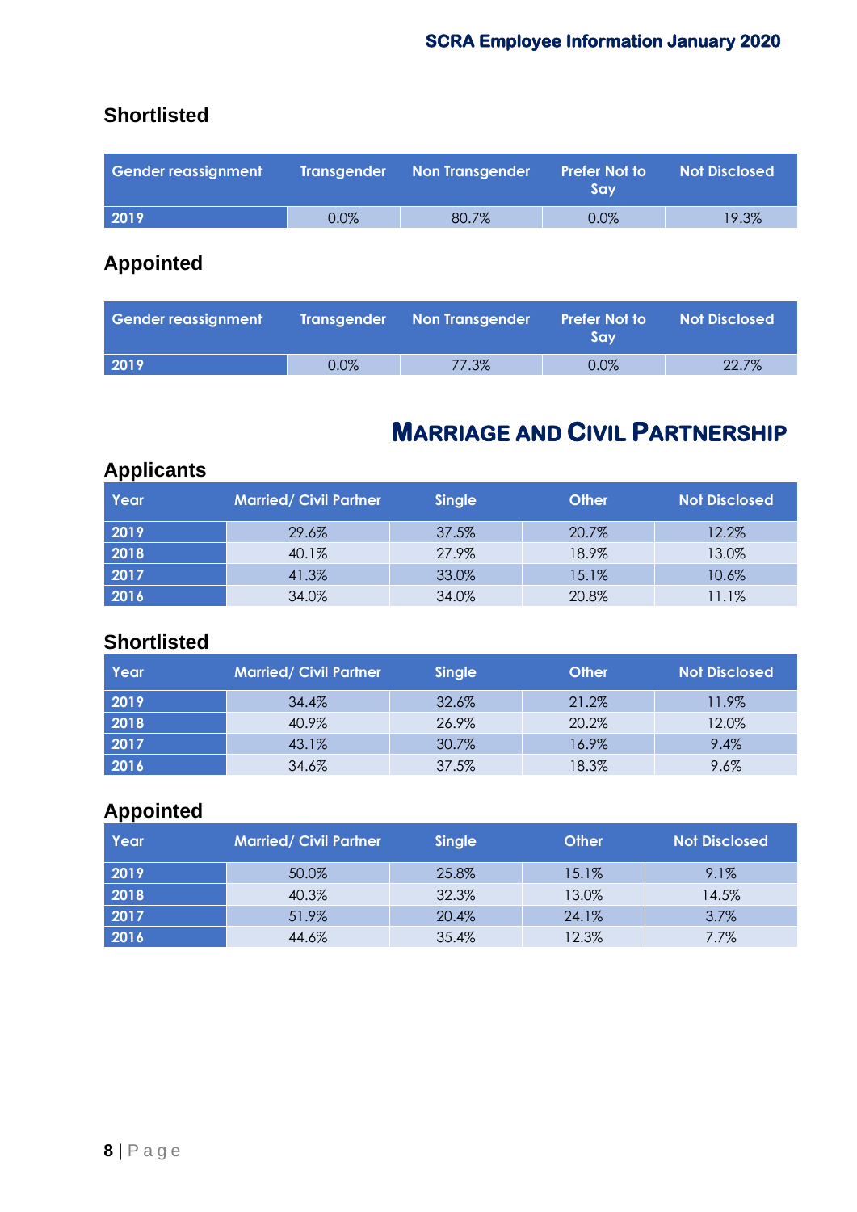### Shortlisted

| Gender reassignment | Transgender | Non Transgender | Prefer Not to Say | Not Disclosed |
|---|---|---|---|---|
| 2019 | 0.0% | 80.7% | 0.0% | 19.3% |

### Appointed

| Gender reassignment | Transgender | Non Transgender | Prefer Not to Say | Not Disclosed |
|---|---|---|---|---|
| 2019 | 0.0% | 77.3% | 0.0% | 22.7% |

## MARRIAGE AND CIVIL PARTNERSHIP

### Applicants

| Year | Married/ Civil Partner | Single | Other | Not Disclosed |
|---|---|---|---|---|
| 2019 | 29.6% | 37.5% | 20.7% | 12.2% |
| 2018 | 40.1% | 27.9% | 18.9% | 13.0% |
| 2017 | 41.3% | 33.0% | 15.1% | 10.6% |
| 2016 | 34.0% | 34.0% | 20.8% | 11.1% |

### Shortlisted

| Year | Married/ Civil Partner | Single | Other | Not Disclosed |
|---|---|---|---|---|
| 2019 | 34.4% | 32.6% | 21.2% | 11.9% |
| 2018 | 40.9% | 26.9% | 20.2% | 12.0% |
| 2017 | 43.1% | 30.7% | 16.9% | 9.4% |
| 2016 | 34.6% | 37.5% | 18.3% | 9.6% |

### Appointed

| Year | Married/ Civil Partner | Single | Other | Not Disclosed |
|---|---|---|---|---|
| 2019 | 50.0% | 25.8% | 15.1% | 9.1% |
| 2018 | 40.3% | 32.3% | 13.0% | 14.5% |
| 2017 | 51.9% | 20.4% | 24.1% | 3.7% |
| 2016 | 44.6% | 35.4% | 12.3% | 7.7% |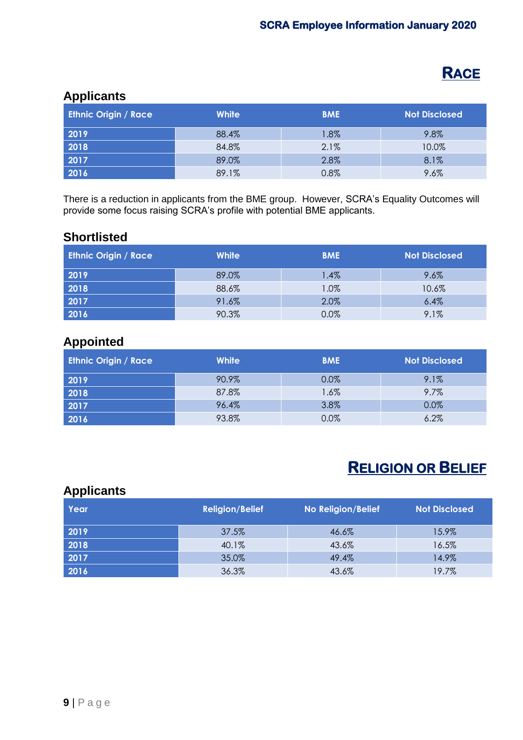# Race

## Applicants

| Ethnic Origin / Race | White | BME | Not Disclosed |
|---|---|---|---|
| 2019 | 88.4% | 1.8% | 9.8% |
| 2018 | 84.8% | 2.1% | 10.0% |
| 2017 | 89.0% | 2.8% | 8.1% |
| 2016 | 89.1% | 0.8% | 9.6% |

There is a reduction in applicants from the BME group. However, SCRA's Equality Outcomes will provide some focus raising SCRA's profile with potential BME applicants.

## Shortlisted

| Ethnic Origin / Race | White | BME | Not Disclosed |
|---|---|---|---|
| 2019 | 89.0% | 1.4% | 9.6% |
| 2018 | 88.6% | 1.0% | 10.6% |
| 2017 | 91.6% | 2.0% | 6.4% |
| 2016 | 90.3% | 0.0% | 9.1% |

## Appointed

| Ethnic Origin / Race | White | BME | Not Disclosed |
|---|---|---|---|
| 2019 | 90.9% | 0.0% | 9.1% |
| 2018 | 87.8% | 1.6% | 9.7% |
| 2017 | 96.4% | 3.8% | 0.0% |
| 2016 | 93.8% | 0.0% | 6.2% |

# Religion or Belief

## Applicants

| Year | Religion/Belief | No Religion/Belief | Not Disclosed |
|---|---|---|---|
| 2019 | 37.5% | 46.6% | 15.9% |
| 2018 | 40.1% | 43.6% | 16.5% |
| 2017 | 35.0% | 49.4% | 14.9% |
| 2016 | 36.3% | 43.6% | 19.7% |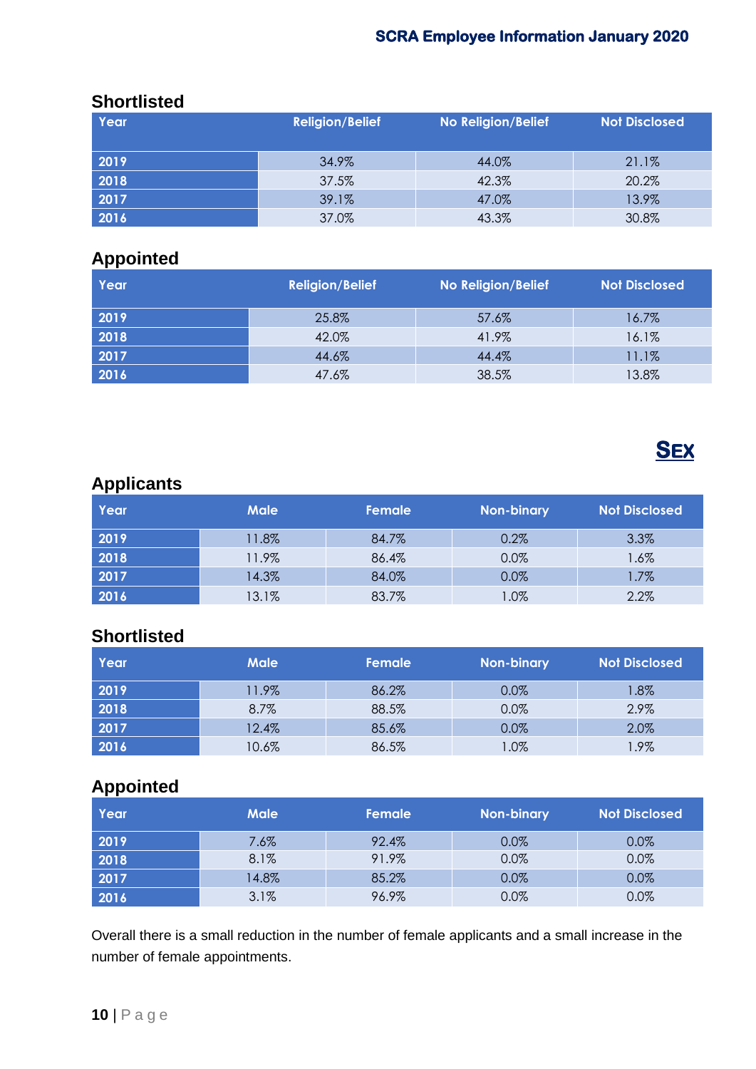## Shortlisted

| Year | Religion/Belief | No Religion/Belief | Not Disclosed |
|---|---|---|---|
| 2019 | 34.9% | 44.0% | 21.1% |
| 2018 | 37.5% | 42.3% | 20.2% |
| 2017 | 39.1% | 47.0% | 13.9% |
| 2016 | 37.0% | 43.3% | 30.8% |

## Appointed

| Year | Religion/Belief | No Religion/Belief | Not Disclosed |
|---|---|---|---|
| 2019 | 25.8% | 57.6% | 16.7% |
| 2018 | 42.0% | 41.9% | 16.1% |
| 2017 | 44.6% | 44.4% | 11.1% |
| 2016 | 47.6% | 38.5% | 13.8% |

# SEX

## Applicants

| Year | Male | Female | Non-binary | Not Disclosed |
|---|---|---|---|---|
| 2019 | 11.8% | 84.7% | 0.2% | 3.3% |
| 2018 | 11.9% | 86.4% | 0.0% | 1.6% |
| 2017 | 14.3% | 84.0% | 0.0% | 1.7% |
| 2016 | 13.1% | 83.7% | 1.0% | 2.2% |

## Shortlisted

| Year | Male | Female | Non-binary | Not Disclosed |
|---|---|---|---|---|
| 2019 | 11.9% | 86.2% | 0.0% | 1.8% |
| 2018 | 8.7% | 88.5% | 0.0% | 2.9% |
| 2017 | 12.4% | 85.6% | 0.0% | 2.0% |
| 2016 | 10.6% | 86.5% | 1.0% | 1.9% |

## Appointed

| Year | Male | Female | Non-binary | Not Disclosed |
|---|---|---|---|---|
| 2019 | 7.6% | 92.4% | 0.0% | 0.0% |
| 2018 | 8.1% | 91.9% | 0.0% | 0.0% |
| 2017 | 14.8% | 85.2% | 0.0% | 0.0% |
| 2016 | 3.1% | 96.9% | 0.0% | 0.0% |

Overall there is a small reduction in the number of female applicants and a small increase in the number of female appointments.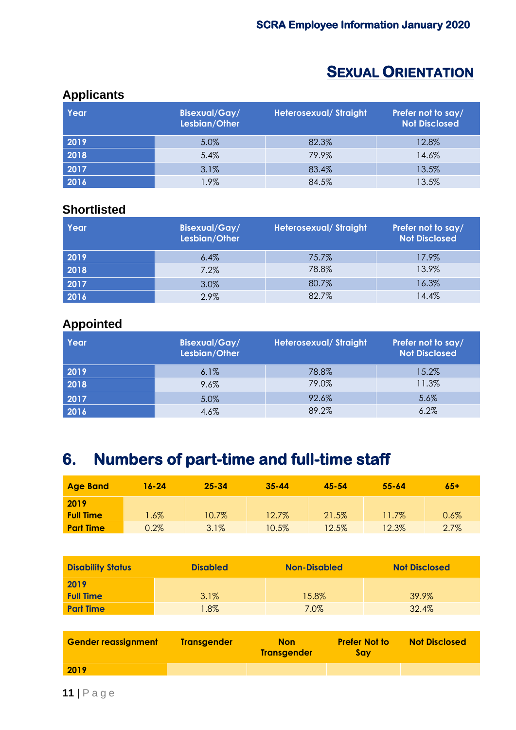## SEXUAL ORIENTATION

### Applicants

| Year | Bisexual/Gay/ Lesbian/Other | Heterosexual/ Straight | Prefer not to say/ Not Disclosed |
|---|---|---|---|
| 2019 | 5.0% | 82.3% | 12.8% |
| 2018 | 5.4% | 79.9% | 14.6% |
| 2017 | 3.1% | 83.4% | 13.5% |
| 2016 | 1.9% | 84.5% | 13.5% |

### Shortlisted

| Year | Bisexual/Gay/ Lesbian/Other | Heterosexual/ Straight | Prefer not to say/ Not Disclosed |
|---|---|---|---|
| 2019 | 6.4% | 75.7% | 17.9% |
| 2018 | 7.2% | 78.8% | 13.9% |
| 2017 | 3.0% | 80.7% | 16.3% |
| 2016 | 2.9% | 82.7% | 14.4% |

### Appointed

| Year | Bisexual/Gay/ Lesbian/Other | Heterosexual/ Straight | Prefer not to say/ Not Disclosed |
|---|---|---|---|
| 2019 | 6.1% | 78.8% | 15.2% |
| 2018 | 9.6% | 79.0% | 11.3% |
| 2017 | 5.0% | 92.6% | 5.6% |
| 2016 | 4.6% | 89.2% | 6.2% |

# 6. Numbers of part-time and full-time staff

| Age Band | 16-24 | 25-34 | 35-44 | 45-54 | 55-64 | 65+ |
|---|---|---|---|---|---|---|
| 2019 | | | | | | |
| Full Time | 1.6% | 10.7% | 12.7% | 21.5% | 11.7% | 0.6% |
| Part Time | 0.2% | 3.1% | 10.5% | 12.5% | 12.3% | 2.7% |

| Disability Status | Disabled | Non-Disabled | Not Disclosed |
|---|---|---|---|
| 2019 | | | |
| Full Time | 3.1% | 15.8% | 39.9% |
| Part Time | 1.8% | 7.0% | 32.4% |

| Gender reassignment | Transgender | Non Transgender | Prefer Not to Say | Not Disclosed |
|---|---|---|---|---|
| 2019 | | | | |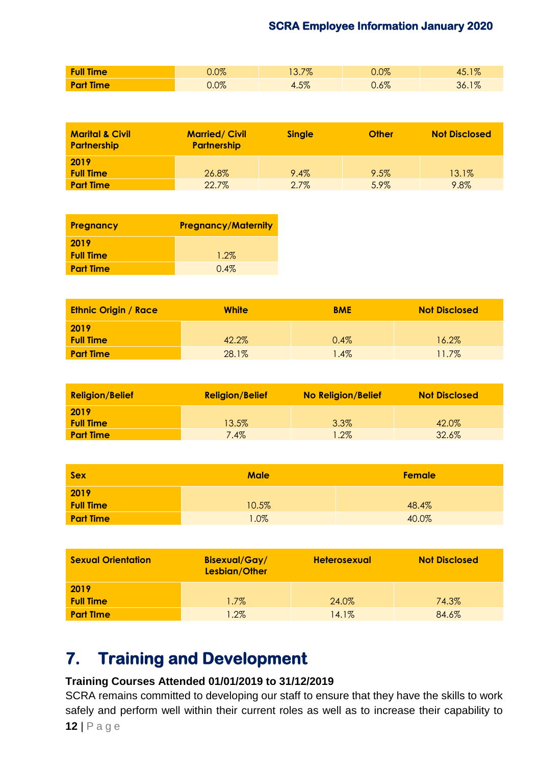| | | | | |
|---|---|---|---|---|
| **Full Time** | 0.0% | 13.7% | 0.0% | 45.1% |
| **Part Time** | 0.0% | 4.5% | 0.6% | 36.1% |

| **Marital & Civil Partnership** | **Married/ Civil Partnership** | **Single** | **Other** | **Not Disclosed** |
|---|---|---|---|---|
| **2019** | | | | |
| **Full Time** | 26.8% | 9.4% | 9.5% | 13.1% |
| **Part Time** | 22.7% | 2.7% | 5.9% | 9.8% |

| **Pregnancy** | **Pregnancy/Maternity** |
|---|---|
| **2019** | |
| **Full Time** | 1.2% |
| **Part Time** | 0.4% |

| **Ethnic Origin / Race** | **White** | **BME** | **Not Disclosed** |
|---|---|---|---|
| **2019** | | | |
| **Full Time** | 42.2% | 0.4% | 16.2% |
| **Part Time** | 28.1% | 1.4% | 11.7% |

| **Religion/Belief** | **Religion/Belief** | **No Religion/Belief** | **Not Disclosed** |
|---|---|---|---|
| **2019** | | | |
| **Full Time** | 13.5% | 3.3% | 42.0% |
| **Part Time** | 7.4% | 1.2% | 32.6% |

| **Sex** | **Male** | **Female** |
|---|---|---|
| **2019** | | |
| **Full Time** | 10.5% | 48.4% |
| **Part Time** | 1.0% | 40.0% |

| **Sexual Orientation** | **Bisexual/Gay/ Lesbian/Other** | **Heterosexual** | **Not Disclosed** |
|---|---|---|---|
| **2019** | | | |
| **Full Time** | 1.7% | 24.0% | 74.3% |
| **Part TIme** | 1.2% | 14.1% | 84.6% |

# 7. Training and Development

**Training Courses Attended 01/01/2019 to 31/12/2019**

SCRA remains committed to developing our staff to ensure that they have the skills to work safely and perform well within their current roles as well as to increase their capability to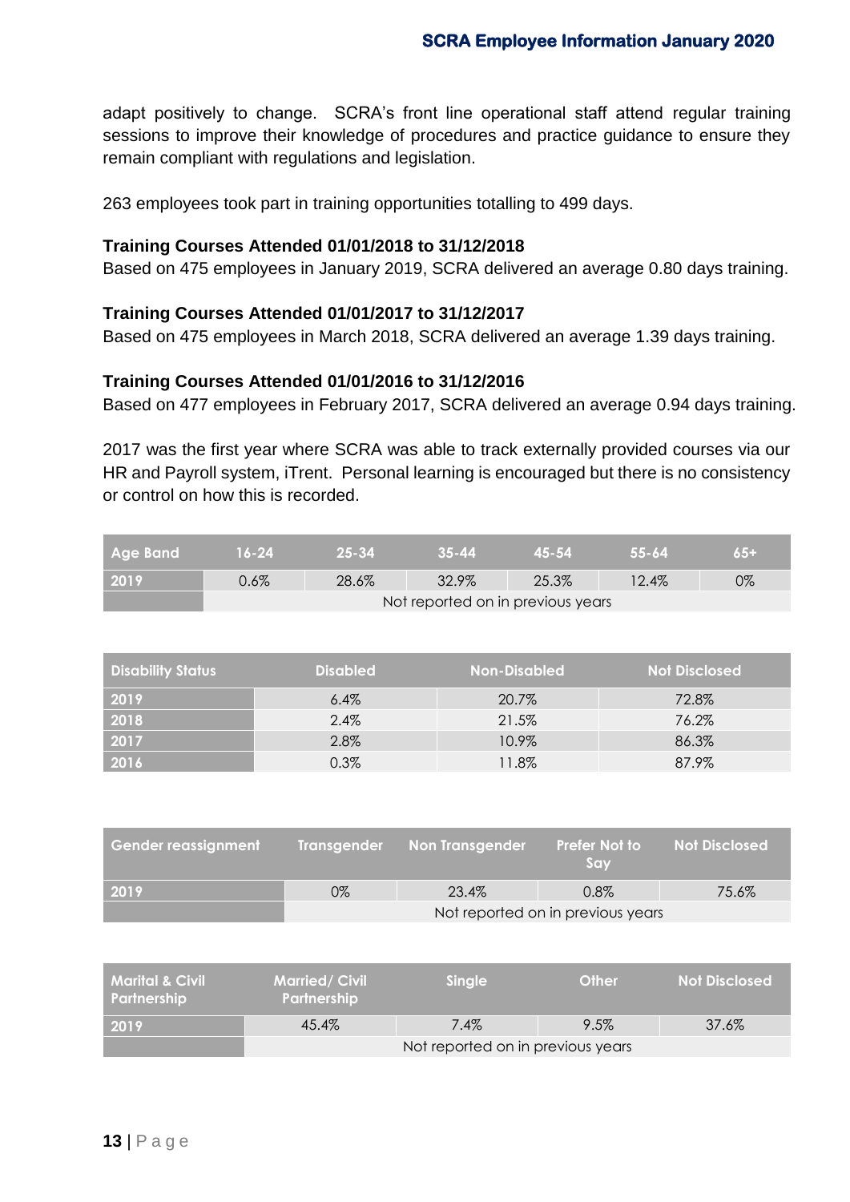adapt positively to change. SCRA's front line operational staff attend regular training sessions to improve their knowledge of procedures and practice guidance to ensure they remain compliant with regulations and legislation.

263 employees took part in training opportunities totalling to 499 days.

**Training Courses Attended 01/01/2018 to 31/12/2018**
Based on 475 employees in January 2019, SCRA delivered an average 0.80 days training.

**Training Courses Attended 01/01/2017 to 31/12/2017**
Based on 475 employees in March 2018, SCRA delivered an average 1.39 days training.

**Training Courses Attended 01/01/2016 to 31/12/2016**
Based on 477 employees in February 2017, SCRA delivered an average 0.94 days training.

2017 was the first year where SCRA was able to track externally provided courses via our HR and Payroll system, iTrent. Personal learning is encouraged but there is no consistency or control on how this is recorded.

| Age Band | 16-24 | 25-34 | 35-44 | 45-54 | 55-64 | 65+ |
|---|---|---|---|---|---|---|
| 2019 | 0.6% | 28.6% | 32.9% | 25.3% | 12.4% | 0% |
| | Not reported on in previous years | | | | | |

| Disability Status | Disabled | Non-Disabled | Not Disclosed |
|---|---|---|---|
| 2019 | 6.4% | 20.7% | 72.8% |
| 2018 | 2.4% | 21.5% | 76.2% |
| 2017 | 2.8% | 10.9% | 86.3% |
| 2016 | 0.3% | 11.8% | 87.9% |

| Gender reassignment | Transgender | Non Transgender | Prefer Not to Say | Not Disclosed |
|---|---|---|---|---|
| 2019 | 0% | 23.4% | 0.8% | 75.6% |
| | Not reported on in previous years | | | |

| Marital & Civil Partnership | Married/ Civil Partnership | Single | Other | Not Disclosed |
|---|---|---|---|---|
| 2019 | 45.4% | 7.4% | 9.5% | 37.6% |
| | Not reported on in previous years | | | |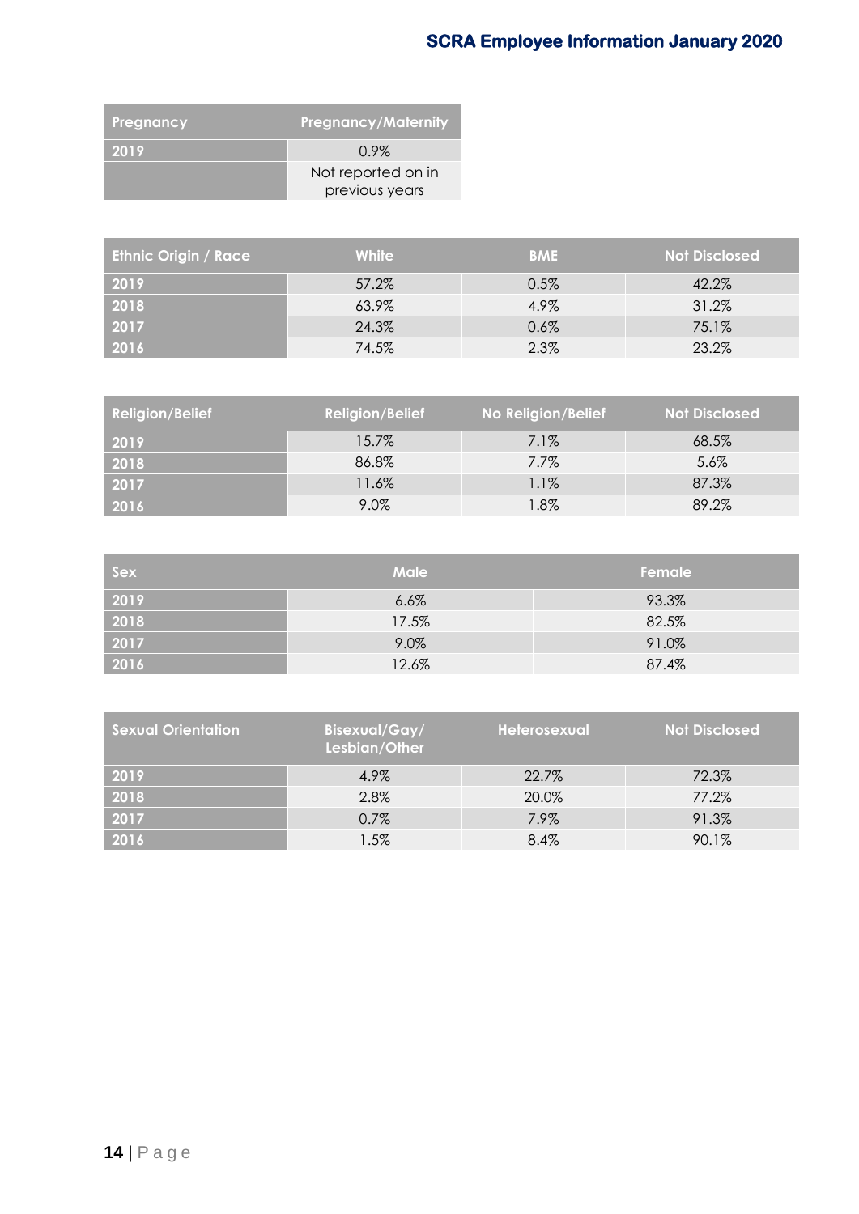| Pregnancy | Pregnancy/Maternity |
|---|---|
| 2019 | 0.9% |
| | Not reported on in previous years |

| Ethnic Origin / Race | White | BME | Not Disclosed |
|---|---|---|---|
| 2019 | 57.2% | 0.5% | 42.2% |
| 2018 | 63.9% | 4.9% | 31.2% |
| 2017 | 24.3% | 0.6% | 75.1% |
| 2016 | 74.5% | 2.3% | 23.2% |

| Religion/Belief | Religion/Belief | No Religion/Belief | Not Disclosed |
|---|---|---|---|
| 2019 | 15.7% | 7.1% | 68.5% |
| 2018 | 86.8% | 7.7% | 5.6% |
| 2017 | 11.6% | 1.1% | 87.3% |
| 2016 | 9.0% | 1.8% | 89.2% |

| Sex | Male | Female |
|---|---|---|
| 2019 | 6.6% | 93.3% |
| 2018 | 17.5% | 82.5% |
| 2017 | 9.0% | 91.0% |
| 2016 | 12.6% | 87.4% |

| Sexual Orientation | Bisexual/Gay/ Lesbian/Other | Heterosexual | Not Disclosed |
|---|---|---|---|
| 2019 | 4.9% | 22.7% | 72.3% |
| 2018 | 2.8% | 20.0% | 77.2% |
| 2017 | 0.7% | 7.9% | 91.3% |
| 2016 | 1.5% | 8.4% | 90.1% |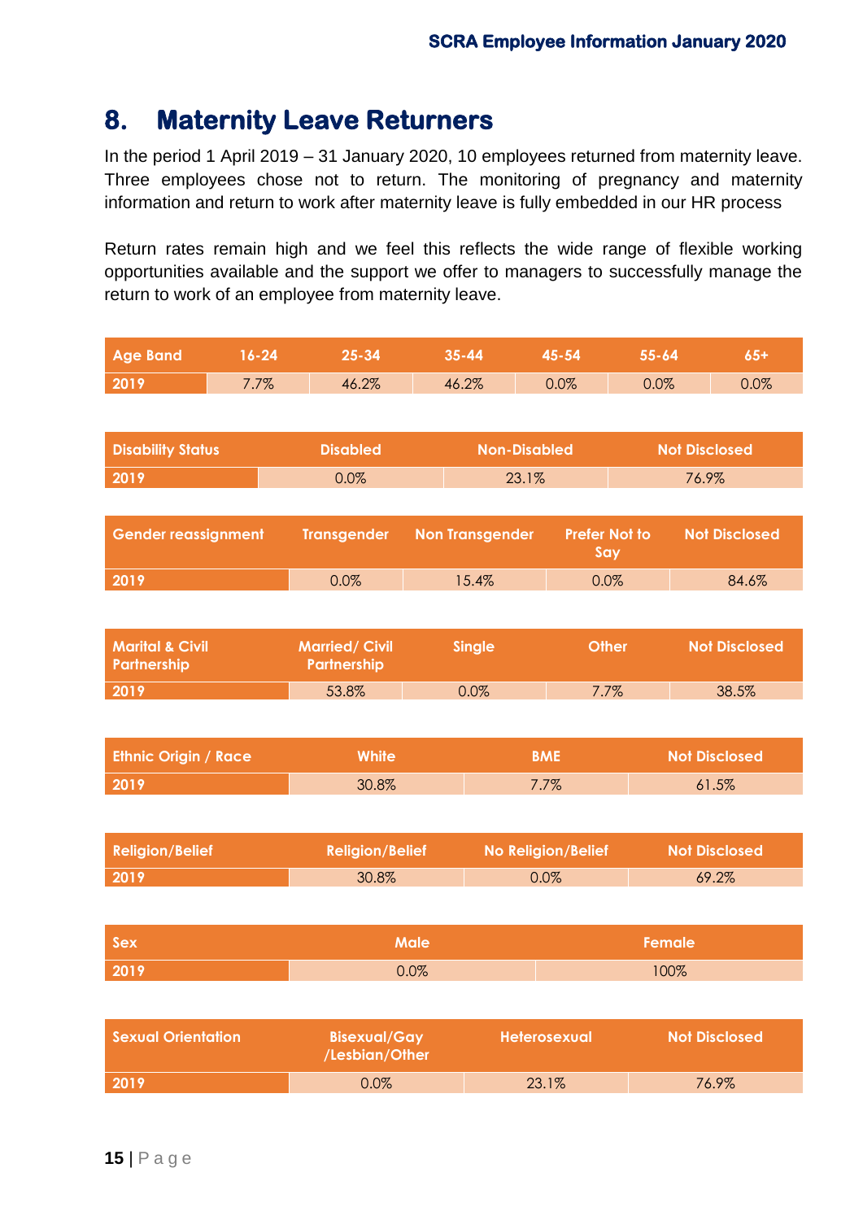## 8. Maternity Leave Returners

In the period 1 April 2019 – 31 January 2020, 10 employees returned from maternity leave. Three employees chose not to return. The monitoring of pregnancy and maternity information and return to work after maternity leave is fully embedded in our HR process

Return rates remain high and we feel this reflects the wide range of flexible working opportunities available and the support we offer to managers to successfully manage the return to work of an employee from maternity leave.

| Age Band | 16-24 | 25-34 | 35-44 | 45-54 | 55-64 | 65+ |
|---|---|---|---|---|---|---|
| 2019 | 7.7% | 46.2% | 46.2% | 0.0% | 0.0% | 0.0% |

| Disability Status | Disabled | Non-Disabled | Not Disclosed |
|---|---|---|---|
| 2019 | 0.0% | 23.1% | 76.9% |

| Gender reassignment | Transgender | Non Transgender | Prefer Not to Say | Not Disclosed |
|---|---|---|---|---|
| 2019 | 0.0% | 15.4% | 0.0% | 84.6% |

| Marital & Civil Partnership | Married/ Civil Partnership | Single | Other | Not Disclosed |
|---|---|---|---|---|
| 2019 | 53.8% | 0.0% | 7.7% | 38.5% |

| Ethnic Origin / Race | White | BME | Not Disclosed |
|---|---|---|---|
| 2019 | 30.8% | 7.7% | 61.5% |

| Religion/Belief | Religion/Belief | No Religion/Belief | Not Disclosed |
|---|---|---|---|
| 2019 | 30.8% | 0.0% | 69.2% |

| Sex | Male | Female |
|---|---|---|
| 2019 | 0.0% | 100% |

| Sexual Orientation | Bisexual/Gay /Lesbian/Other | Heterosexual | Not Disclosed |
|---|---|---|---|
| 2019 | 0.0% | 23.1% | 76.9% |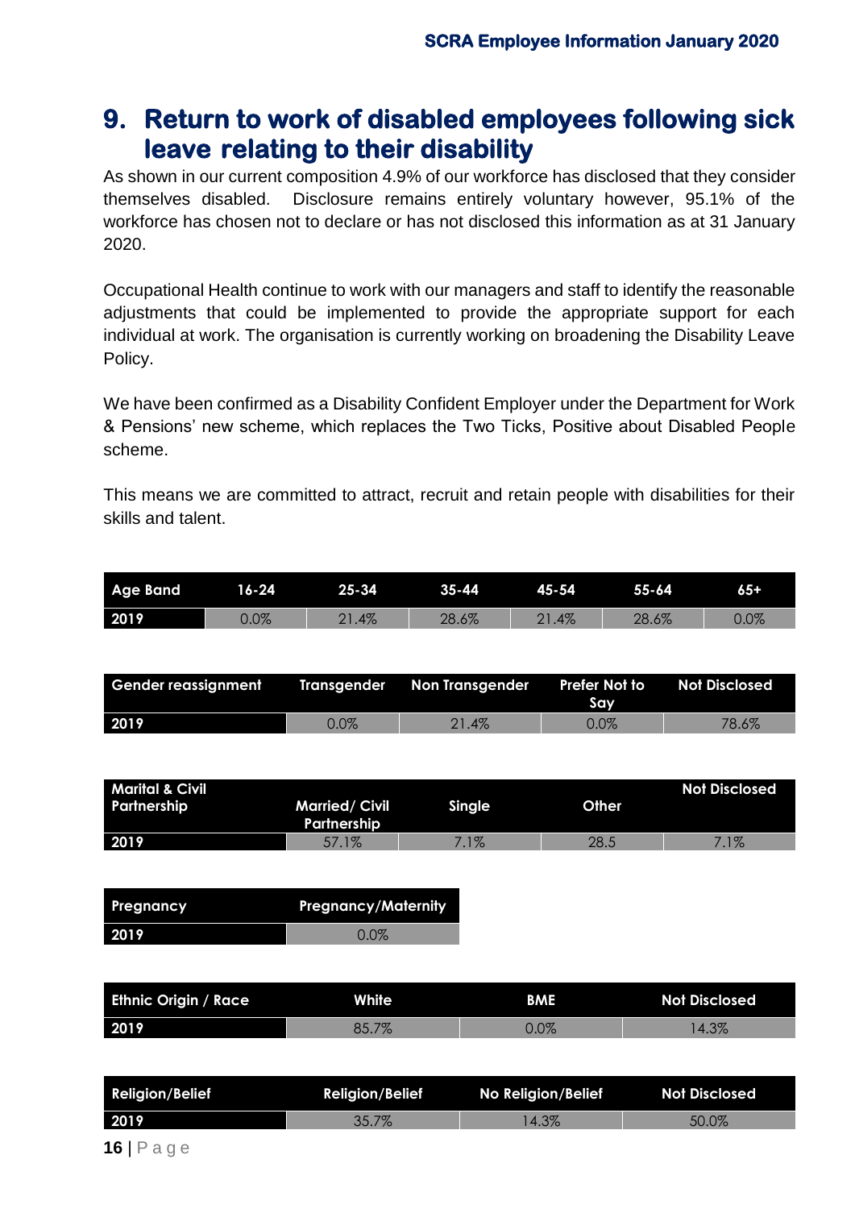## 9. Return to work of disabled employees following sick leave relating to their disability

As shown in our current composition 4.9% of our workforce has disclosed that they consider themselves disabled. Disclosure remains entirely voluntary however, 95.1% of the workforce has chosen not to declare or has not disclosed this information as at 31 January 2020.

Occupational Health continue to work with our managers and staff to identify the reasonable adjustments that could be implemented to provide the appropriate support for each individual at work. The organisation is currently working on broadening the Disability Leave Policy.

We have been confirmed as a Disability Confident Employer under the Department for Work & Pensions' new scheme, which replaces the Two Ticks, Positive about Disabled People scheme.

This means we are committed to attract, recruit and retain people with disabilities for their skills and talent.

| Age Band | 16-24 | 25-34 | 35-44 | 45-54 | 55-64 | 65+ |
|---|---|---|---|---|---|---|
| 2019 | 0.0% | 21.4% | 28.6% | 21.4% | 28.6% | 0.0% |

| Gender reassignment | Transgender | Non Transgender | Prefer Not to Say | Not Disclosed |
|---|---|---|---|---|
| 2019 | 0.0% | 21.4% | 0.0% | 78.6% |

| Marital & Civil Partnership | Married/ Civil Partnership | Single | Other | Not Disclosed |
|---|---|---|---|---|
| 2019 | 57.1% | 7.1% | 28.5 | 7.1% |

| Pregnancy | Pregnancy/Maternity |
|---|---|
| 2019 | 0.0% |

| Ethnic Origin / Race | White | BME | Not Disclosed |
|---|---|---|---|
| 2019 | 85.7% | 0.0% | 14.3% |

| Religion/Belief | Religion/Belief | No Religion/Belief | Not Disclosed |
|---|---|---|---|
| 2019 | 35.7% | 14.3% | 50.0% |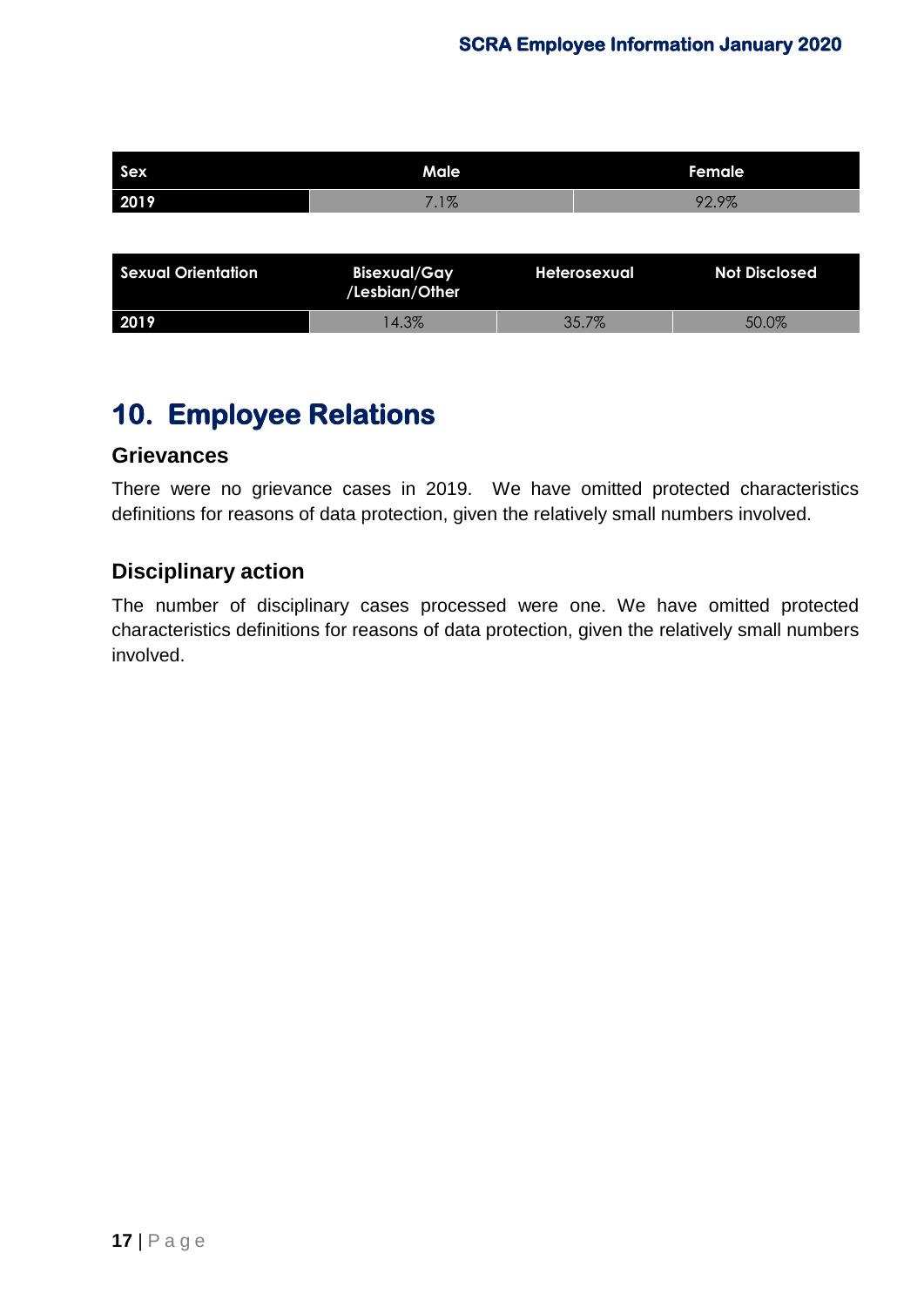| Sex | Male | Female |
|---|---|---|
| 2019 | 7.1% | 92.9% |

| Sexual Orientation | Bisexual/Gay /Lesbian/Other | Heterosexual | Not Disclosed |
|---|---|---|---|
| 2019 | 14.3% | 35.7% | 50.0% |

# 10. Employee Relations

## Grievances

There were no grievance cases in 2019. We have omitted protected characteristics definitions for reasons of data protection, given the relatively small numbers involved.

## Disciplinary action

The number of disciplinary cases processed were one. We have omitted protected characteristics definitions for reasons of data protection, given the relatively small numbers involved.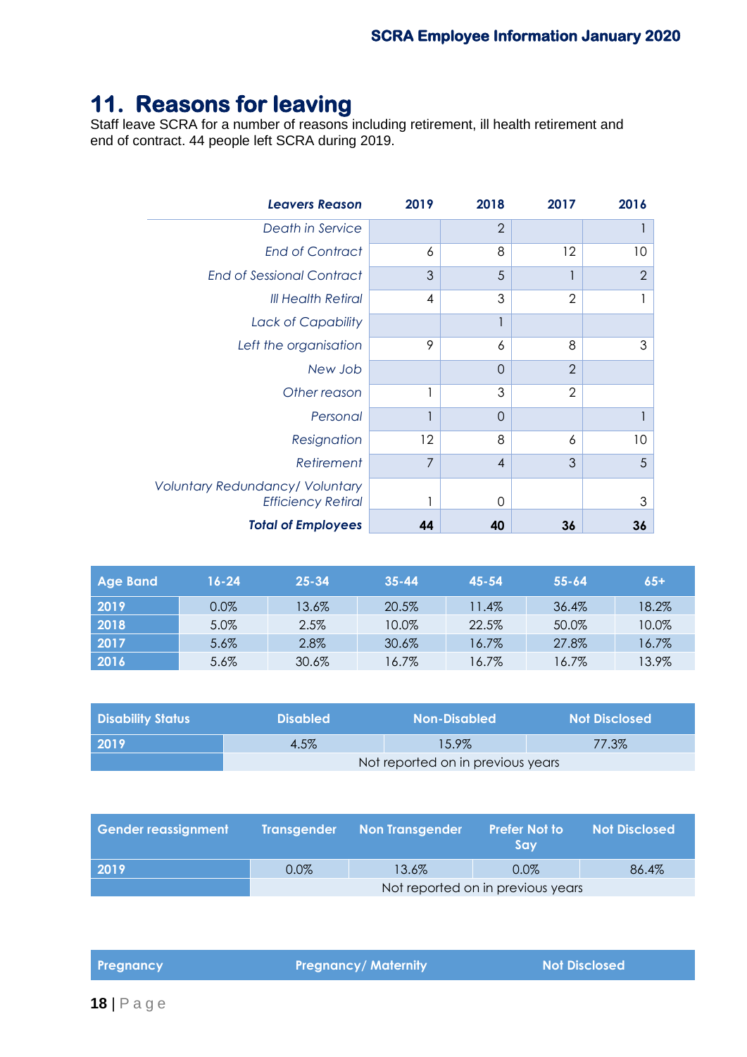# 11. Reasons for leaving

Staff leave SCRA for a number of reasons including retirement, ill health retirement and end of contract. 44 people left SCRA during 2019.

| *Leavers Reason* | 2019 | 2018 | 2017 | 2016 |
|---|---|---|---|---|
| *Death in Service* | | 2 | | 1 |
| *End of Contract* | 6 | 8 | 12 | 10 |
| *End of Sessional Contract* | 3 | 5 | 1 | 2 |
| *Ill Health Retiral* | 4 | 3 | 2 | 1 |
| *Lack of Capability* | | 1 | | |
| *Left the organisation* | 9 | 6 | 8 | 3 |
| *New Job* | | 0 | 2 | |
| *Other reason* | 1 | 3 | 2 | |
| *Personal* | 1 | 0 | | 1 |
| *Resignation* | 12 | 8 | 6 | 10 |
| *Retirement* | 7 | 4 | 3 | 5 |
| *Voluntary Redundancy/ Voluntary Efficiency Retiral* | 1 | 0 | | 3 |
| ***Total of Employees*** | **44** | **40** | **36** | **36** |

| Age Band | 16-24 | 25-34 | 35-44 | 45-54 | 55-64 | 65+ |
|---|---|---|---|---|---|---|
| 2019 | 0.0% | 13.6% | 20.5% | 11.4% | 36.4% | 18.2% |
| 2018 | 5.0% | 2.5% | 10.0% | 22.5% | 50.0% | 10.0% |
| 2017 | 5.6% | 2.8% | 30.6% | 16.7% | 27.8% | 16.7% |
| 2016 | 5.6% | 30.6% | 16.7% | 16.7% | 16.7% | 13.9% |

| Disability Status | Disabled | Non-Disabled | Not Disclosed |
|---|---|---|---|
| 2019 | 4.5% | 15.9% | 77.3% |
| | Not reported on in previous years | | |

| Gender reassignment | Transgender | Non Transgender | Prefer Not to Say | Not Disclosed |
|---|---|---|---|---|
| 2019 | 0.0% | 13.6% | 0.0% | 86.4% |
| | Not reported on in previous years | | | |

| Pregnancy | Pregnancy/ Maternity | Not Disclosed |
|---|---|---|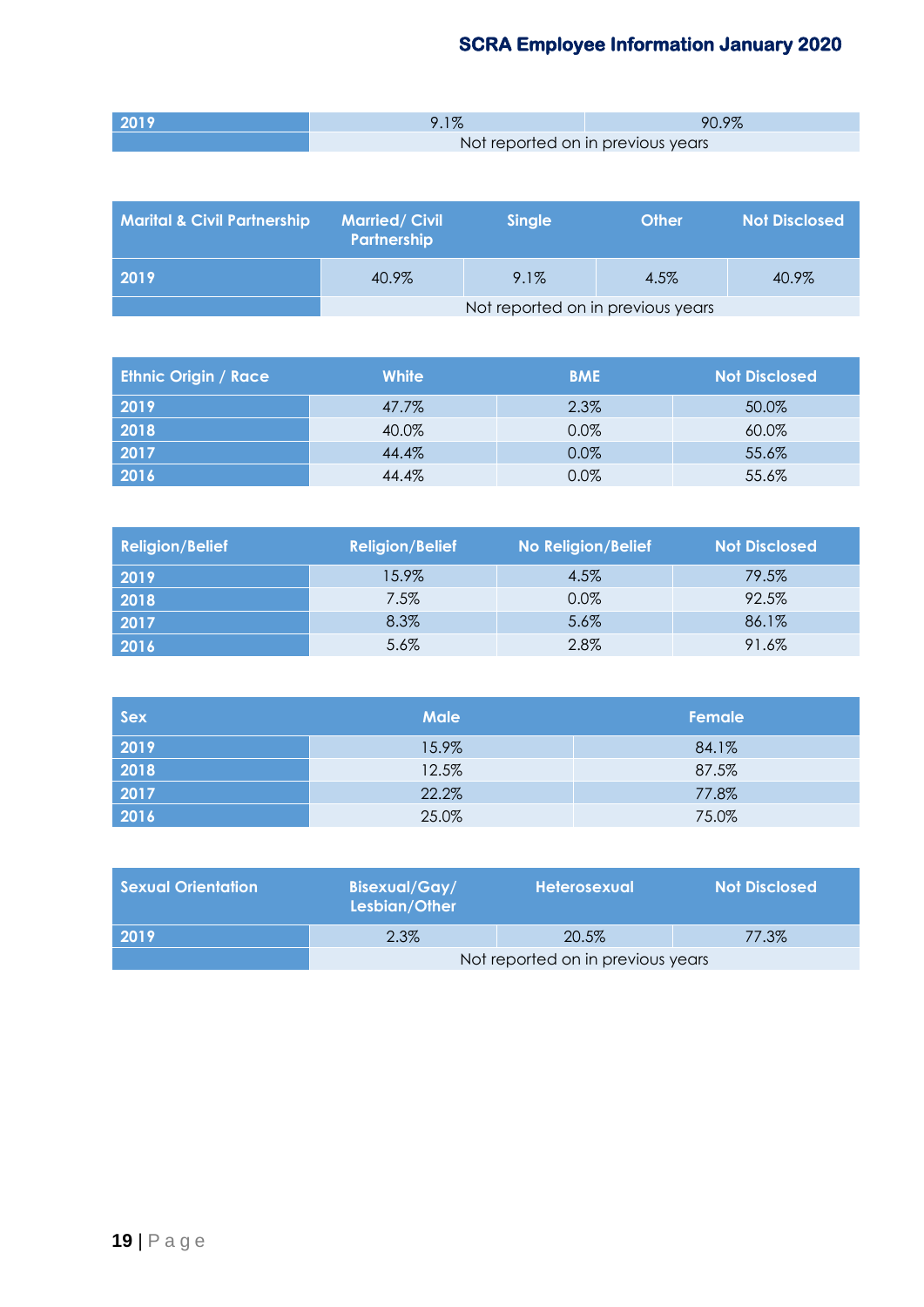| 2019 | 9.1% | 90.9% |
|---|---|---|
| | Not reported on in previous years | |

| Marital & Civil Partnership | Married/ Civil Partnership | Single | Other | Not Disclosed |
|---|---|---|---|---|
| 2019 | 40.9% | 9.1% | 4.5% | 40.9% |
| | Not reported on in previous years | | | |

| Ethnic Origin / Race | White | BME | Not Disclosed |
|---|---|---|---|
| 2019 | 47.7% | 2.3% | 50.0% |
| 2018 | 40.0% | 0.0% | 60.0% |
| 2017 | 44.4% | 0.0% | 55.6% |
| 2016 | 44.4% | 0.0% | 55.6% |

| Religion/Belief | Religion/Belief | No Religion/Belief | Not Disclosed |
|---|---|---|---|
| 2019 | 15.9% | 4.5% | 79.5% |
| 2018 | 7.5% | 0.0% | 92.5% |
| 2017 | 8.3% | 5.6% | 86.1% |
| 2016 | 5.6% | 2.8% | 91.6% |

| Sex | Male | Female |
|---|---|---|
| 2019 | 15.9% | 84.1% |
| 2018 | 12.5% | 87.5% |
| 2017 | 22.2% | 77.8% |
| 2016 | 25.0% | 75.0% |

| Sexual Orientation | Bisexual/Gay/ Lesbian/Other | Heterosexual | Not Disclosed |
|---|---|---|---|
| 2019 | 2.3% | 20.5% | 77.3% |
| | Not reported on in previous years | | |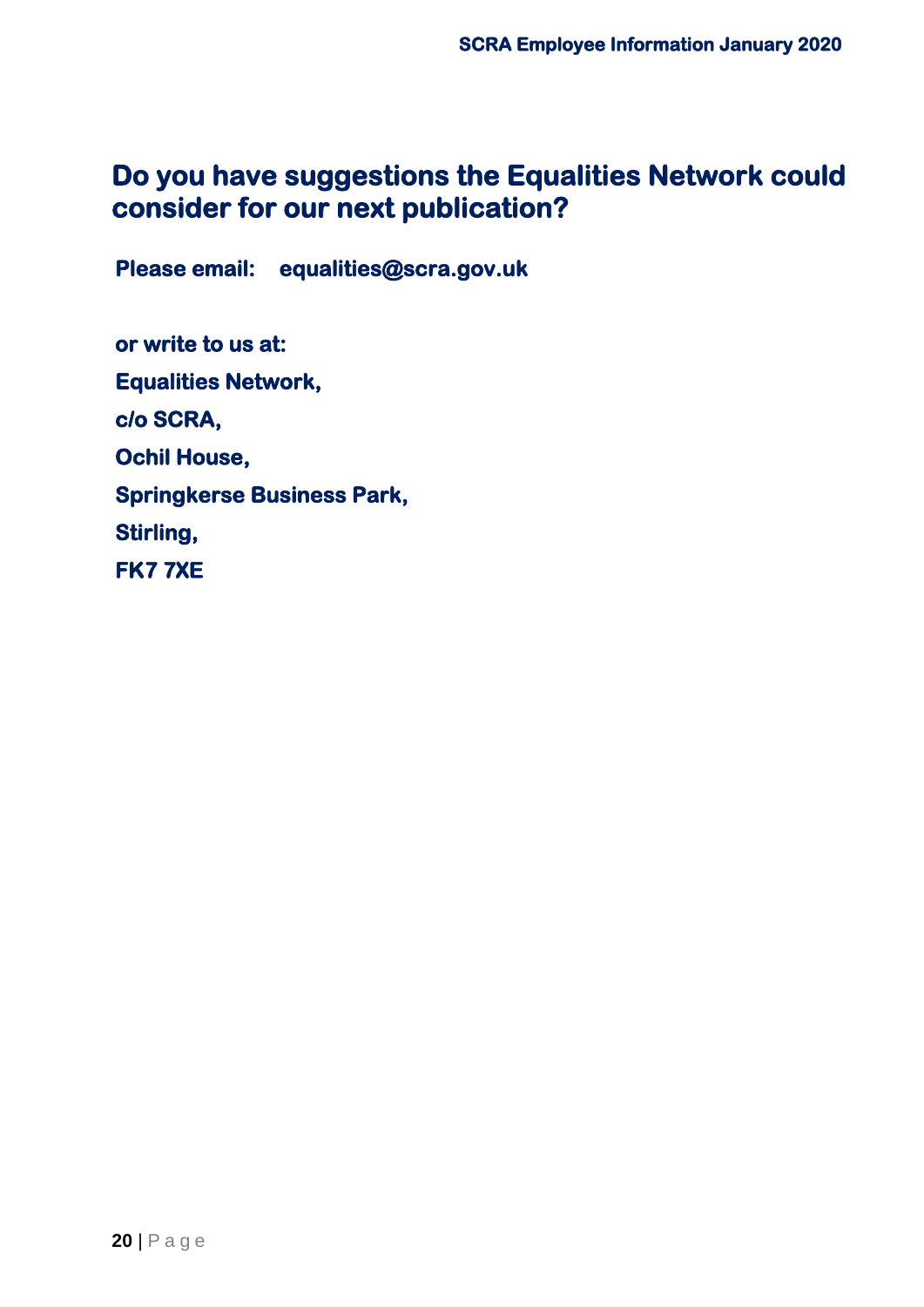## Do you have suggestions the Equalities Network could consider for our next publication?

**Please email: equalities@scra.gov.uk**

**or write to us at:**

**Equalities Network,**

**c/o SCRA,**

**Ochil House,**

**Springkerse Business Park,**

**Stirling,**

**FK7 7XE**